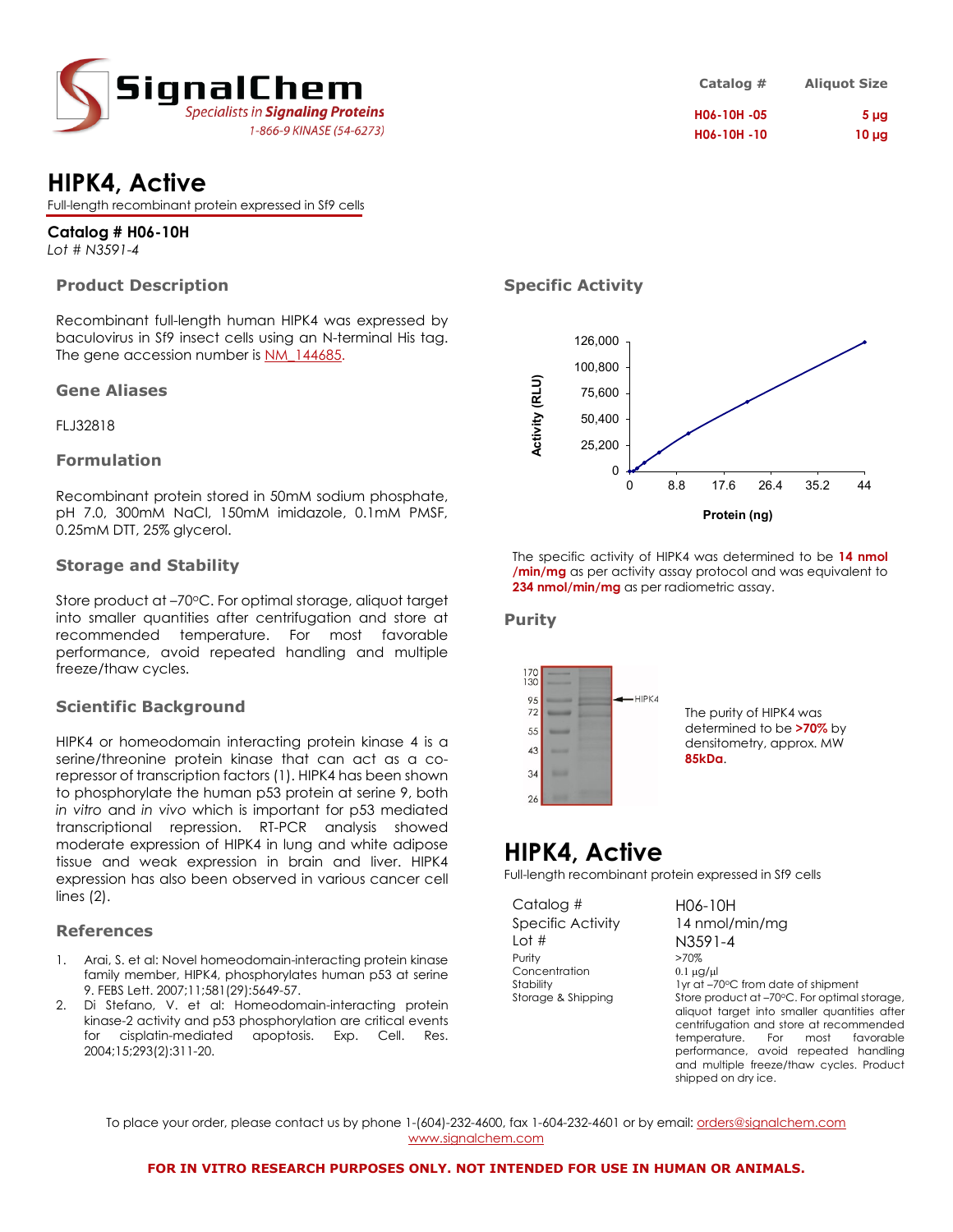SignalChem
*Specialists in Signaling Proteins*
1-866-9 KINASE (54-6273)

| Catalog # | Aliquot Size |
|---|---|
| H06-10H -05 | 5 µg |
| H06-10H -10 | 10 µg |

# HIPK4, Active

Full-length recombinant protein expressed in Sf9 cells

**Catalog # H06-10H**
*Lot # N3591-4*

## Product Description

Recombinant full-length human HIPK4 was expressed by baculovirus in Sf9 insect cells using an N-terminal His tag. The gene accession number is NM_144685.

## Gene Aliases

FLJ32818

## Formulation

Recombinant protein stored in 50mM sodium phosphate, pH 7.0, 300mM NaCl, 150mM imidazole, 0.1mM PMSF, 0.25mM DTT, 25% glycerol.

## Storage and Stability

Store product at –70°C. For optimal storage, aliquot target into smaller quantities after centrifugation and store at recommended temperature. For most favorable performance, avoid repeated handling and multiple freeze/thaw cycles.

## Scientific Background

HIPK4 or homeodomain interacting protein kinase 4 is a serine/threonine protein kinase that can act as a co-repressor of transcription factors (1). HIPK4 has been shown to phosphorylate the human p53 protein at serine 9, both *in vitro* and *in vivo* which is important for p53 mediated transcriptional repression. RT-PCR analysis showed moderate expression of HIPK4 in lung and white adipose tissue and weak expression in brain and liver. HIPK4 expression has also been observed in various cancer cell lines (2).

## References

1. Arai, S. et al: Novel homeodomain-interacting protein kinase family member, HIPK4, phosphorylates human p53 at serine 9. FEBS Lett. 2007;11;581(29):5649-57.
2. Di Stefano, V. et al: Homeodomain-interacting protein kinase-2 activity and p53 phosphorylation are critical events for cisplatin-mediated apoptosis. Exp. Cell. Res. 2004;15;293(2):311-20.

## Specific Activity

Activity (RLU) vs. Protein (ng)

The specific activity of HIPK4 was determined to be **14 nmol /min/mg** as per activity assay protocol and was equivalent to **234 nmol/min/mg** as per radiometric assay.

## Purity

The purity of HIPK4 was determined to be **>70%** by densitometry, approx. MW **85kDa**.

# HIPK4, Active

Full-length recombinant protein expressed in Sf9 cells

| | |
|---|---|
| Catalog # | H06-10H |
| Specific Activity | 14 nmol/min/mg |
| Lot # | N3591-4 |
| Purity | >70% |
| Concentration | 0.1 µg/µl |
| Stability | 1yr at –70°C from date of shipment |
| Storage & Shipping | Store product at –70°C. For optimal storage, aliquot target into smaller quantities after centrifugation and store at recommended temperature. For most favorable performance, avoid repeated handling and multiple freeze/thaw cycles. Product shipped on dry ice. |

To place your order, please contact us by phone 1-(604)-232-4600, fax 1-604-232-4601 or by email: orders@signalchem.com
www.signalchem.com

**FOR IN VITRO RESEARCH PURPOSES ONLY. NOT INTENDED FOR USE IN HUMAN OR ANIMALS.**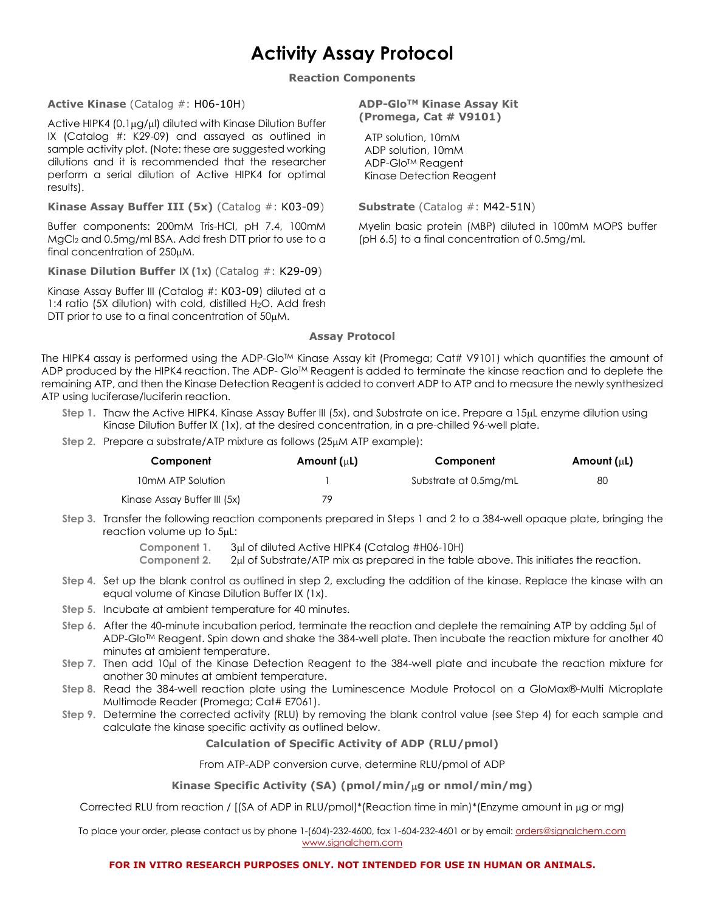# Activity Assay Protocol

## Reaction Components

**Active Kinase** (Catalog #: H06-10H)

Active HIPK4 (0.1µg/µl) diluted with Kinase Dilution Buffer IX (Catalog #: K29-09) and assayed as outlined in sample activity plot. (Note: these are suggested working dilutions and it is recommended that the researcher perform a serial dilution of Active HIPK4 for optimal results).

**Kinase Assay Buffer III (5x)** (Catalog #: K03-09)

Buffer components: 200mM Tris-HCl, pH 7.4, 100mM $MgCl_2$ and 0.5mg/ml BSA. Add fresh DTT prior to use to a final concentration of 250µM.

**Kinase Dilution Buffer IX (1x)** (Catalog #: K29-09)

Kinase Assay Buffer III (Catalog #: K03-09) diluted at a 1:4 ratio (5X dilution) with cold, distilled $H_2O$. Add fresh DTT prior to use to a final concentration of 50µM.

**ADP-Glo™ Kinase Assay Kit (Promega, Cat # V9101)**

ATP solution, 10mM
ADP solution, 10mM
ADP-Glo™ Reagent
Kinase Detection Reagent

**Substrate** (Catalog #: M42-51N)

Myelin basic protein (MBP) diluted in 100mM MOPS buffer (pH 6.5) to a final concentration of 0.5mg/ml.

## Assay Protocol

The HIPK4 assay is performed using the ADP-Glo™ Kinase Assay kit (Promega; Cat# V9101) which quantifies the amount of ADP produced by the HIPK4 reaction. The ADP- Glo™ Reagent is added to terminate the kinase reaction and to deplete the remaining ATP, and then the Kinase Detection Reagent is added to convert ADP to ATP and to measure the newly synthesized ATP using luciferase/luciferin reaction.

**Step 1.** Thaw the Active HIPK4, Kinase Assay Buffer III (5x), and Substrate on ice. Prepare a 15µL enzyme dilution using Kinase Dilution Buffer IX (1x), at the desired concentration, in a pre-chilled 96-well plate.

**Step 2.** Prepare a substrate/ATP mixture as follows (25µM ATP example):

| Component | Amount (µL) | Component | Amount (µL) |
|---|---|---|---|
| 10mM ATP Solution | 1 | Substrate at 0.5mg/mL | 80 |
| Kinase Assay Buffer III (5x) | 79 | | |

**Step 3.** Transfer the following reaction components prepared in Steps 1 and 2 to a 384-well opaque plate, bringing the reaction volume up to 5µL:

**Component 1.** 3µl of diluted Active HIPK4 (Catalog #H06-10H)
**Component 2.** 2µl of Substrate/ATP mix as prepared in the table above. This initiates the reaction.

**Step 4.** Set up the blank control as outlined in step 2, excluding the addition of the kinase. Replace the kinase with an equal volume of Kinase Dilution Buffer IX (1x).

**Step 5.** Incubate at ambient temperature for 40 minutes.

**Step 6.** After the 40-minute incubation period, terminate the reaction and deplete the remaining ATP by adding 5µl of ADP-Glo™ Reagent. Spin down and shake the 384-well plate. Then incubate the reaction mixture for another 40 minutes at ambient temperature.

**Step 7.** Then add 10µl of the Kinase Detection Reagent to the 384-well plate and incubate the reaction mixture for another 30 minutes at ambient temperature.

**Step 8.** Read the 384-well reaction plate using the Luminescence Module Protocol on a GloMax®-Multi Microplate Multimode Reader (Promega; Cat# E7061).

**Step 9.** Determine the corrected activity (RLU) by removing the blank control value (see Step 4) for each sample and calculate the kinase specific activity as outlined below.

### Calculation of Specific Activity of ADP (RLU/pmol)

From ATP-ADP conversion curve, determine RLU/pmol of ADP

### Kinase Specific Activity (SA) (pmol/min/µg or nmol/min/mg)

Corrected RLU from reaction / [(SA of ADP in RLU/pmol)*(Reaction time in min)*(Enzyme amount in µg or mg)

To place your order, please contact us by phone 1-(604)-232-4600, fax 1-604-232-4601 or by email: orders@signalchem.com
www.signalchem.com

**FOR IN VITRO RESEARCH PURPOSES ONLY. NOT INTENDED FOR USE IN HUMAN OR ANIMALS.**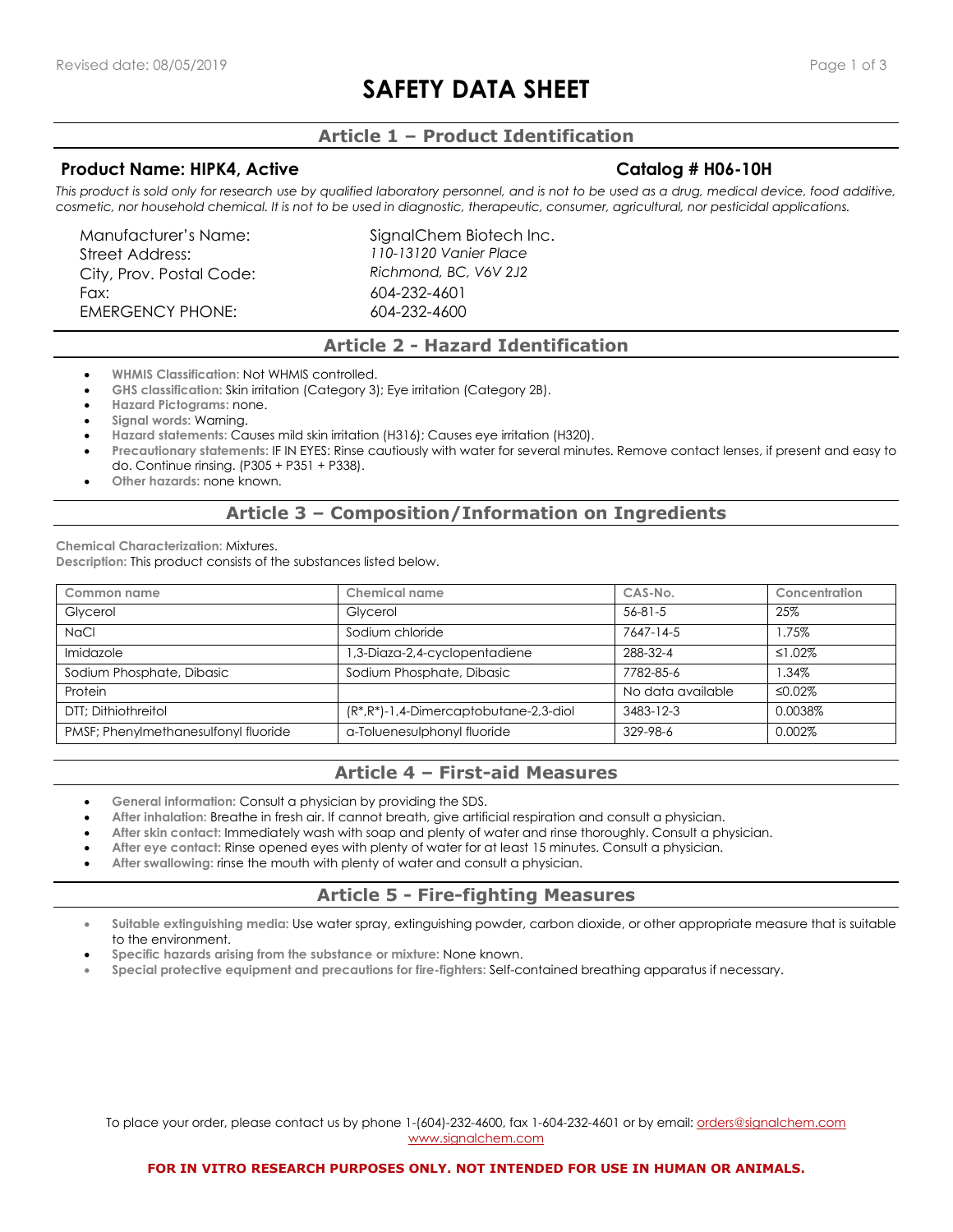# SAFETY DATA SHEET

## Article 1 – Product Identification

**Product Name: HIPK4, Active** **Catalog # H06-10H**

*This product is sold only for research use by qualified laboratory personnel, and is not to be used as a drug, medical device, food additive, cosmetic, nor household chemical. It is not to be used in diagnostic, therapeutic, consumer, agricultural, nor pesticidal applications.*

| | |
|---|---|
| Manufacturer's Name: | SignalChem Biotech Inc. |
| Street Address: | *110-13120 Vanier Place* |
| City, Prov. Postal Code: | *Richmond, BC, V6V 2J2* |
| Fax: | 604-232-4601 |
| EMERGENCY PHONE: | 604-232-4600 |

## Article 2 - Hazard Identification

- **WHMIS Classification:** Not WHMIS controlled.
- **GHS classification:** Skin irritation (Category 3); Eye irritation (Category 2B).
- **Hazard Pictograms:** none.
- **Signal words:** Warning.
- **Hazard statements:** Causes mild skin irritation (H316); Causes eye irritation (H320).
- **Precautionary statements:** IF IN EYES: Rinse cautiously with water for several minutes. Remove contact lenses, if present and easy to do. Continue rinsing. (P305 + P351 + P338).
- **Other hazards:** none known.

## Article 3 – Composition/Information on Ingredients

**Chemical Characterization:** Mixtures.
**Description:** This product consists of the substances listed below.

| Common name | Chemical name | CAS-No. | Concentration |
|---|---|---|---|
| Glycerol | Glycerol | 56-81-5 | 25% |
| NaCl | Sodium chloride | 7647-14-5 | 1.75% |
| Imidazole | 1,3-Diaza-2,4-cyclopentadiene | 288-32-4 | ≤1.02% |
| Sodium Phosphate, Dibasic | Sodium Phosphate, Dibasic | 7782-85-6 | 1.34% |
| Protein | | No data available | ≤0.02% |
| DTT; Dithiothreitol | (R*,R*)-1,4-Dimercaptobutane-2,3-diol | 3483-12-3 | 0.0038% |
| PMSF; Phenylmethanesulfonyl fluoride | α-Toluenesulphonyl fluoride | 329-98-6 | 0.002% |

## Article 4 – First-aid Measures

- **General information:** Consult a physician by providing the SDS.
- **After inhalation:** Breathe in fresh air. If cannot breath, give artificial respiration and consult a physician.
- **After skin contact:** Immediately wash with soap and plenty of water and rinse thoroughly. Consult a physician.
- **After eye contact:** Rinse opened eyes with plenty of water for at least 15 minutes. Consult a physician.
- **After swallowing:** rinse the mouth with plenty of water and consult a physician.

## Article 5 - Fire-fighting Measures

- **Suitable extinguishing media:** Use water spray, extinguishing powder, carbon dioxide, or other appropriate measure that is suitable to the environment.
- **Specific hazards arising from the substance or mixture:** None known.
- **Special protective equipment and precautions for fire-fighters:** Self-contained breathing apparatus if necessary.

To place your order, please contact us by phone 1-(604)-232-4600, fax 1-604-232-4601 or by email: orders@signalchem.com
www.signalchem.com

**FOR IN VITRO RESEARCH PURPOSES ONLY. NOT INTENDED FOR USE IN HUMAN OR ANIMALS.**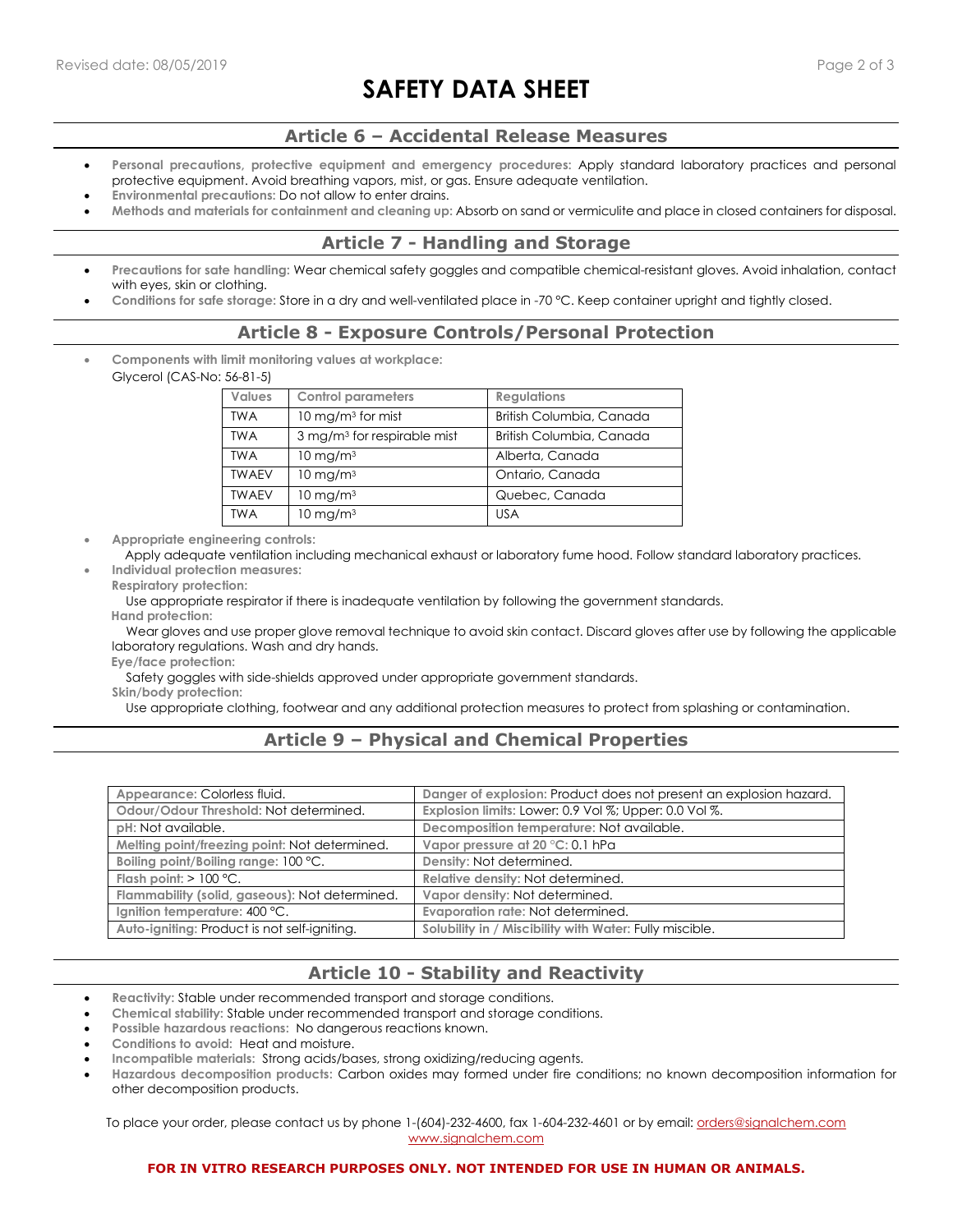# SAFETY DATA SHEET

## Article 6 – Accidental Release Measures

- **Personal precautions, protective equipment and emergency procedures:** Apply standard laboratory practices and personal protective equipment. Avoid breathing vapors, mist, or gas. Ensure adequate ventilation.
- **Environmental precautions:** Do not allow to enter drains.
- **Methods and materials for containment and cleaning up:** Absorb on sand or vermiculite and place in closed containers for disposal.

## Article 7 - Handling and Storage

- **Precautions for safe handling:** Wear chemical safety goggles and compatible chemical-resistant gloves. Avoid inhalation, contact with eyes, skin or clothing.
- **Conditions for safe storage:** Store in a dry and well-ventilated place in -70 °C. Keep container upright and tightly closed.

## Article 8 - Exposure Controls/Personal Protection

- **Components with limit monitoring values at workplace:**

Glycerol (CAS-No: 56-81-5)

| Values | Control parameters | Regulations |
| --- | --- | --- |
| TWA | 10 $mg/m^3$ for mist | British Columbia, Canada |
| TWA | 3 $mg/m^3$ for respirable mist | British Columbia, Canada |
| TWA | 10 $mg/m^3$ | Alberta, Canada |
| TWAEV | 10 $mg/m^3$ | Ontario, Canada |
| TWAEV | 10 $mg/m^3$ | Quebec, Canada |
| TWA | 10 $mg/m^3$ | USA |

- **Appropriate engineering controls:**
  Apply adequate ventilation including mechanical exhaust or laboratory fume hood. Follow standard laboratory practices.
- **Individual protection measures:**

**Respiratory protection:**
Use appropriate respirator if there is inadequate ventilation by following the government standards.

**Hand protection:**
Wear gloves and use proper glove removal technique to avoid skin contact. Discard gloves after use by following the applicable laboratory regulations. Wash and dry hands.

**Eye/face protection:**
Safety goggles with side-shields approved under appropriate government standards.

**Skin/body protection:**
Use appropriate clothing, footwear and any additional protection measures to protect from splashing or contamination.

## Article 9 – Physical and Chemical Properties

| | |
| --- | --- |
| **Appearance:** Colorless fluid. | **Danger of explosion:** Product does not present an explosion hazard. |
| **Odour/Odour Threshold:** Not determined. | **Explosion limits:** Lower: 0.9 Vol %; Upper: 0.0 Vol %. |
| **pH:** Not available. | **Decomposition temperature:** Not available. |
| **Melting point/freezing point:** Not determined. | **Vapor pressure at 20 °C:** 0.1 hPa |
| **Boiling point/Boiling range:** 100 °C. | **Density:** Not determined. |
| **Flash point:** > 100 °C. | **Relative density:** Not determined. |
| **Flammability (solid, gaseous):** Not determined. | **Vapor density:** Not determined. |
| **Ignition temperature:** 400 °C. | **Evaporation rate:** Not determined. |
| **Auto-igniting:** Product is not self-igniting. | **Solubility in / Miscibility with Water:** Fully miscible. |

## Article 10 - Stability and Reactivity

- **Reactivity:** Stable under recommended transport and storage conditions.
- **Chemical stability:** Stable under recommended transport and storage conditions.
- **Possible hazardous reactions:** No dangerous reactions known.
- **Conditions to avoid:** Heat and moisture.
- **Incompatible materials:** Strong acids/bases, strong oxidizing/reducing agents.
- **Hazardous decomposition products:** Carbon oxides may formed under fire conditions; no known decomposition information for other decomposition products.

To place your order, please contact us by phone 1-(604)-232-4600, fax 1-604-232-4601 or by email: orders@signalchem.com
www.signalchem.com

**FOR IN VITRO RESEARCH PURPOSES ONLY. NOT INTENDED FOR USE IN HUMAN OR ANIMALS.**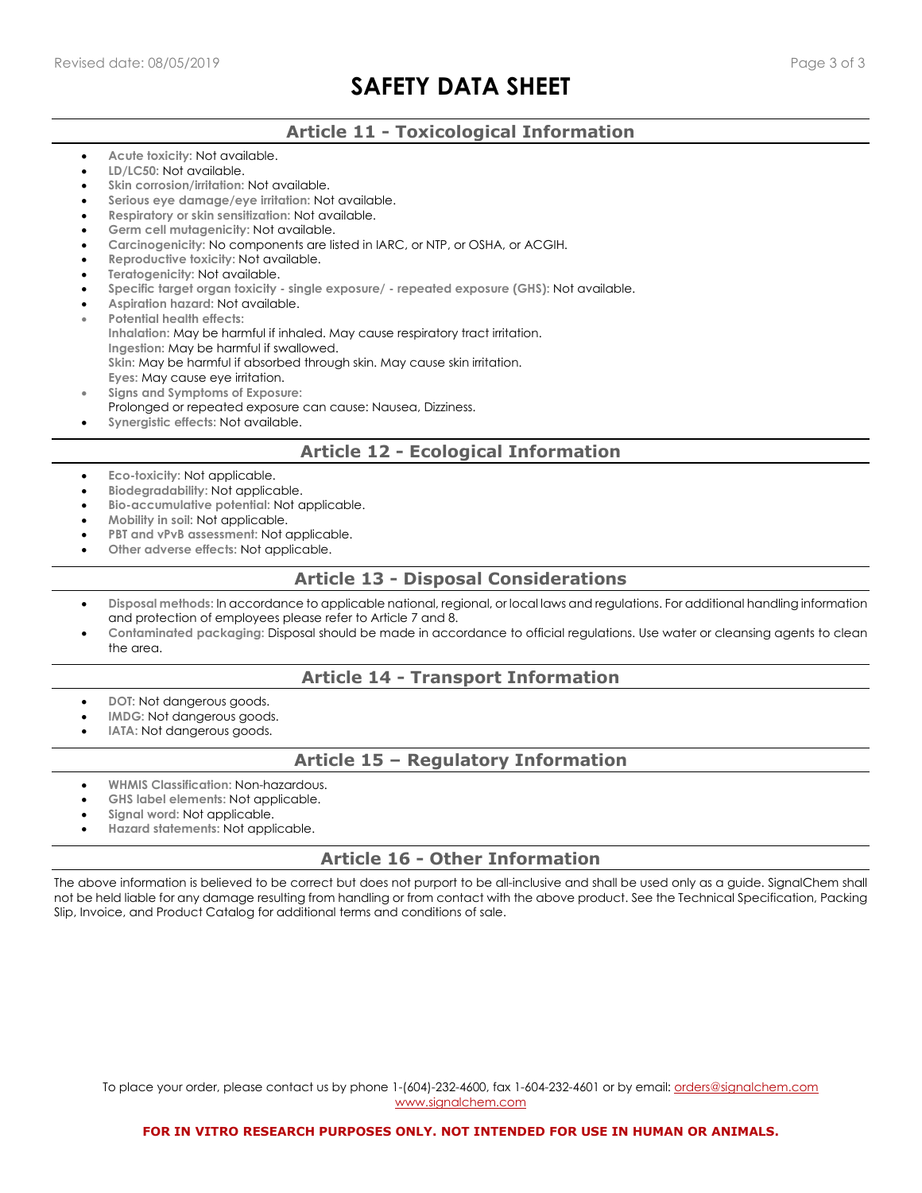# SAFETY DATA SHEET

## Article 11 - Toxicological Information

- **Acute toxicity:** Not available.
- **LD/LC50:** Not available.
- **Skin corrosion/irritation:** Not available.
- **Serious eye damage/eye irritation:** Not available.
- **Respiratory or skin sensitization:** Not available.
- **Germ cell mutagenicity:** Not available.
- **Carcinogenicity:** No components are listed in IARC, or NTP, or OSHA, or ACGIH.
- **Reproductive toxicity:** Not available.
- **Teratogenicity:** Not available.
- **Specific target organ toxicity - single exposure/ - repeated exposure (GHS):** Not available.
- **Aspiration hazard:** Not available.
- **Potential health effects:**
  **Inhalation:** May be harmful if inhaled. May cause respiratory tract irritation.
  **Ingestion:** May be harmful if swallowed.
  **Skin:** May be harmful if absorbed through skin. May cause skin irritation.
  **Eyes:** May cause eye irritation.
- **Signs and Symptoms of Exposure:**
  Prolonged or repeated exposure can cause: Nausea, Dizziness.
- **Synergistic effects:** Not available.

## Article 12 - Ecological Information

- **Eco-toxicity:** Not applicable.
- **Biodegradability:** Not applicable.
- **Bio-accumulative potential:** Not applicable.
- **Mobility in soil:** Not applicable.
- **PBT and vPvB assessment:** Not applicable.
- **Other adverse effects:** Not applicable.

## Article 13 - Disposal Considerations

- **Disposal methods:** In accordance to applicable national, regional, or local laws and regulations. For additional handling information and protection of employees please refer to Article 7 and 8.
- **Contaminated packaging:** Disposal should be made in accordance to official regulations. Use water or cleansing agents to clean the area.

## Article 14 - Transport Information

- **DOT:** Not dangerous goods.
- **IMDG:** Not dangerous goods.
- **IATA:** Not dangerous goods.

## Article 15 – Regulatory Information

- **WHMIS Classification:** Non-hazardous.
- **GHS label elements:** Not applicable.
- **Signal word:** Not applicable.
- **Hazard statements:** Not applicable.

## Article 16 - Other Information

The above information is believed to be correct but does not purport to be all-inclusive and shall be used only as a guide. SignalChem shall not be held liable for any damage resulting from handling or from contact with the above product. See the Technical Specification, Packing Slip, Invoice, and Product Catalog for additional terms and conditions of sale.

To place your order, please contact us by phone 1-(604)-232-4600, fax 1-604-232-4601 or by email: orders@signalchem.com
www.signalchem.com

**FOR IN VITRO RESEARCH PURPOSES ONLY. NOT INTENDED FOR USE IN HUMAN OR ANIMALS.**